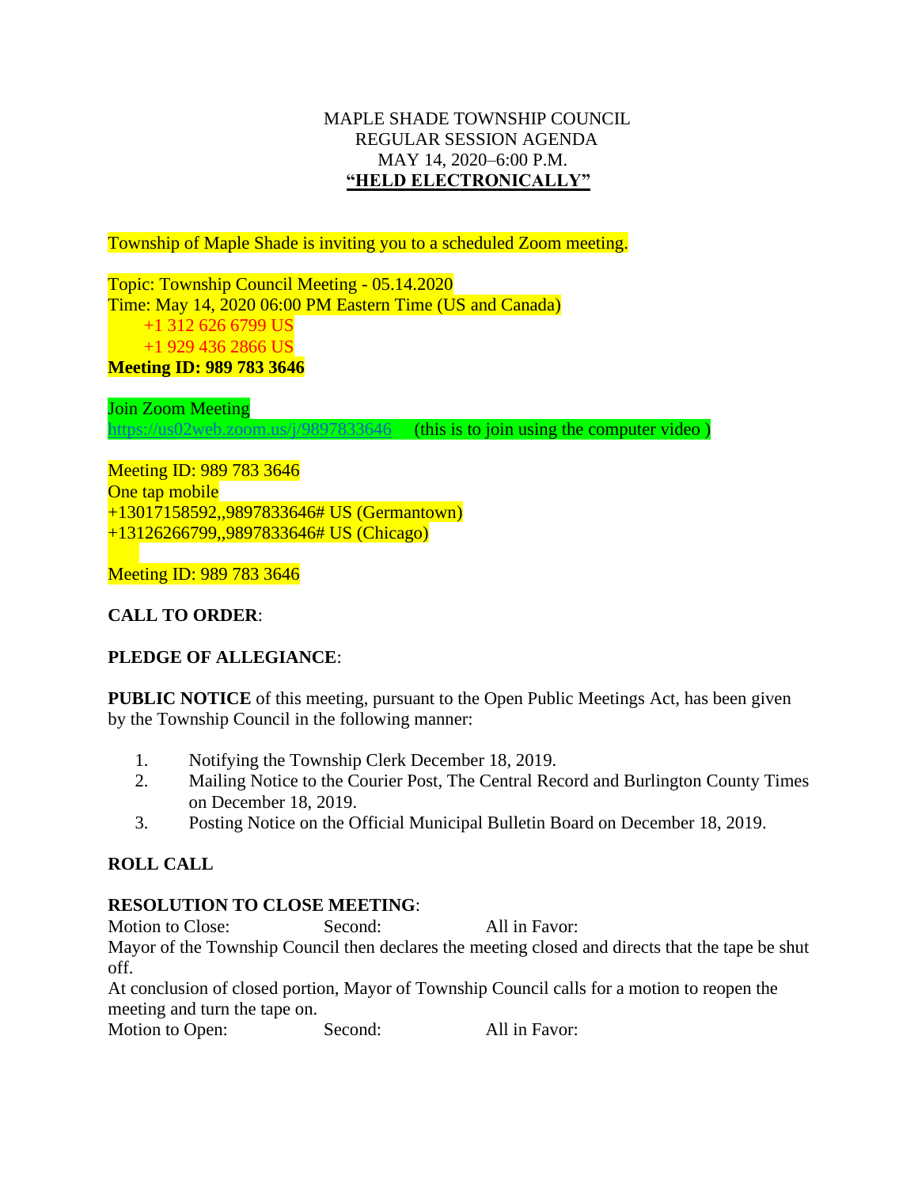MAPLE SHADE TOWNSHIP COUNCIL
REGULAR SESSION AGENDA
MAY 14, 2020–6:00 P.M.
**"HELD ELECTRONICALLY"**

Township of Maple Shade is inviting you to a scheduled Zoom meeting.

Topic: Township Council Meeting - 05.14.2020
Time: May 14, 2020 06:00 PM Eastern Time (US and Canada)
+1 312 626 6799 US
+1 929 436 2866 US
**Meeting ID: 989 783 3646**

Join Zoom Meeting
https://us02web.zoom.us/j/9897833646 (this is to join using the computer video )

Meeting ID: 989 783 3646
One tap mobile
+13017158592,,9897833646# US (Germantown)
+13126266799,,9897833646# US (Chicago)

Meeting ID: 989 783 3646

**CALL TO ORDER**:

**PLEDGE OF ALLEGIANCE**:

**PUBLIC NOTICE** of this meeting, pursuant to the Open Public Meetings Act, has been given by the Township Council in the following manner:

1. Notifying the Township Clerk December 18, 2019.
2. Mailing Notice to the Courier Post, The Central Record and Burlington County Times on December 18, 2019.
3. Posting Notice on the Official Municipal Bulletin Board on December 18, 2019.

**ROLL CALL**

**RESOLUTION TO CLOSE MEETING**:

Motion to Close: Second: All in Favor:

Mayor of the Township Council then declares the meeting closed and directs that the tape be shut off.

At conclusion of closed portion, Mayor of Township Council calls for a motion to reopen the meeting and turn the tape on.

Motion to Open: Second: All in Favor: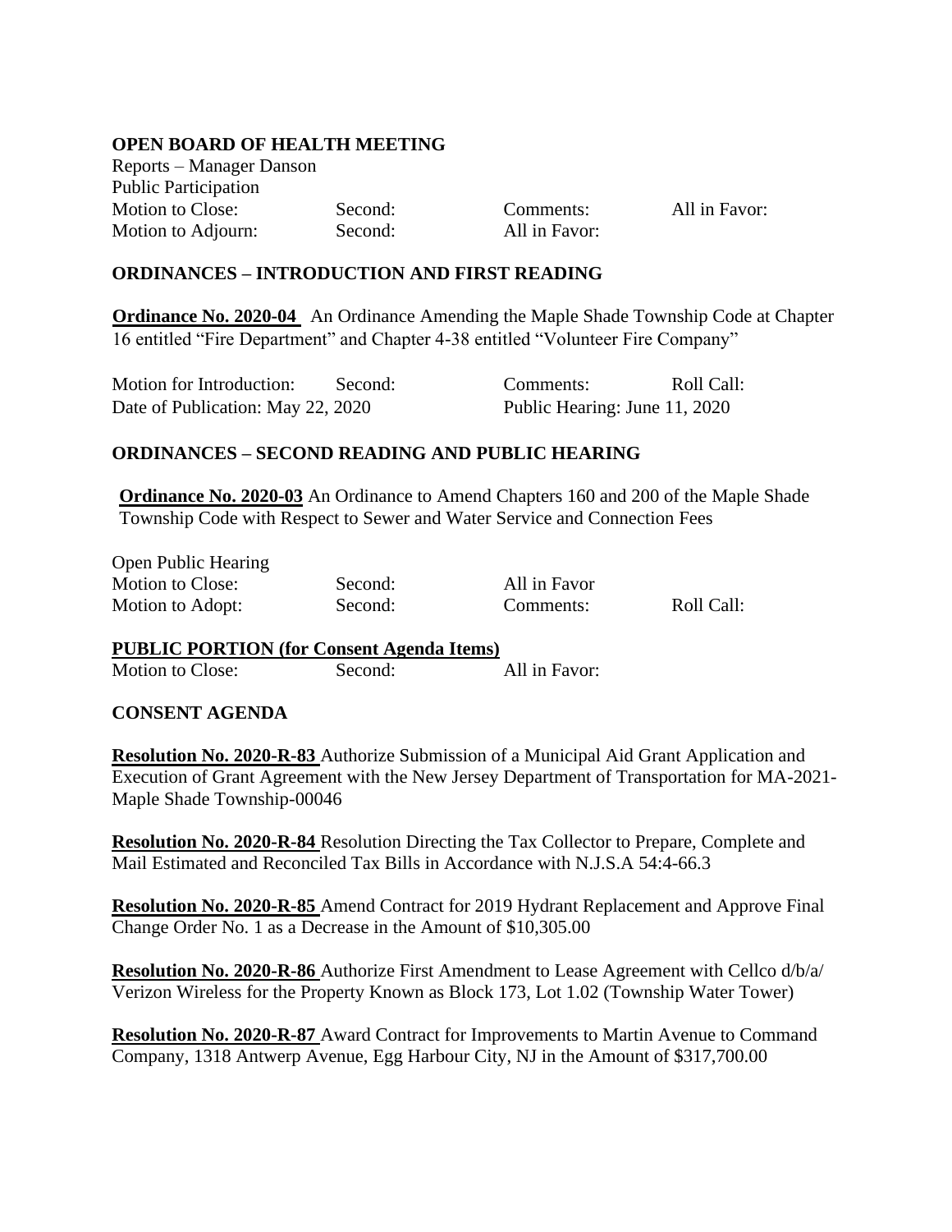## OPEN BOARD OF HEALTH MEETING

Reports – Manager Danson
Public Participation

| | | | |
|---|---|---|---|
| Motion to Close: | Second: | Comments: | All in Favor: |
| Motion to Adjourn: | Second: | All in Favor: | |

## ORDINANCES – INTRODUCTION AND FIRST READING

**Ordinance No. 2020-04** An Ordinance Amending the Maple Shade Township Code at Chapter 16 entitled "Fire Department" and Chapter 4-38 entitled "Volunteer Fire Company"

| | | | |
|---|---|---|---|
| Motion for Introduction: | Second: | Comments: | Roll Call: |
| Date of Publication: May 22, 2020 | | Public Hearing: June 11, 2020 | |

## ORDINANCES – SECOND READING AND PUBLIC HEARING

**Ordinance No. 2020-03** An Ordinance to Amend Chapters 160 and 200 of the Maple Shade Township Code with Respect to Sewer and Water Service and Connection Fees

Open Public Hearing

| | | | |
|---|---|---|---|
| Motion to Close: | Second: | All in Favor | |
| Motion to Adopt: | Second: | Comments: | Roll Call: |

**PUBLIC PORTION (for Consent Agenda Items)**

| | | |
|---|---|---|
| Motion to Close: | Second: | All in Favor: |

## CONSENT AGENDA

**Resolution No. 2020-R-83** Authorize Submission of a Municipal Aid Grant Application and Execution of Grant Agreement with the New Jersey Department of Transportation for MA-2021-Maple Shade Township-00046

**Resolution No. 2020-R-84** Resolution Directing the Tax Collector to Prepare, Complete and Mail Estimated and Reconciled Tax Bills in Accordance with N.J.S.A 54:4-66.3

**Resolution No. 2020-R-85** Amend Contract for 2019 Hydrant Replacement and Approve Final Change Order No. 1 as a Decrease in the Amount of $10,305.00

**Resolution No. 2020-R-86** Authorize First Amendment to Lease Agreement with Cellco d/b/a/ Verizon Wireless for the Property Known as Block 173, Lot 1.02 (Township Water Tower)

**Resolution No. 2020-R-87** Award Contract for Improvements to Martin Avenue to Command Company, 1318 Antwerp Avenue, Egg Harbour City, NJ in the Amount of $317,700.00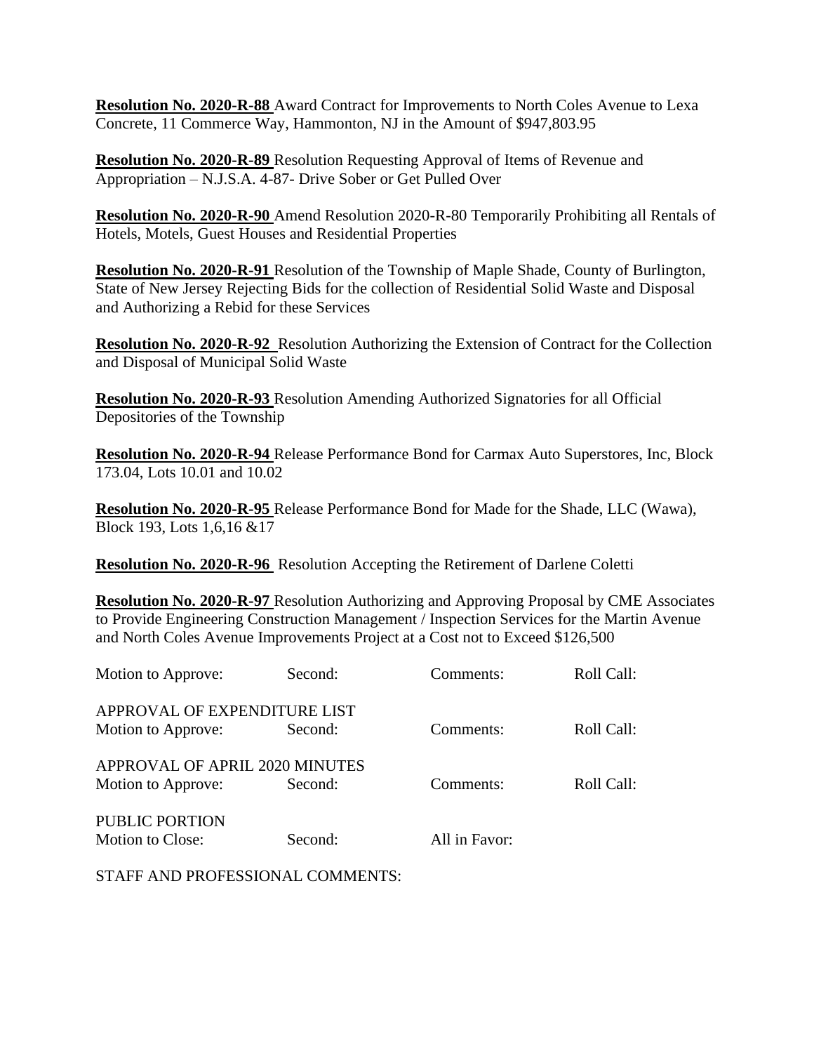**Resolution No. 2020-R-88** Award Contract for Improvements to North Coles Avenue to Lexa Concrete, 11 Commerce Way, Hammonton, NJ in the Amount of $947,803.95

**Resolution No. 2020-R-89** Resolution Requesting Approval of Items of Revenue and Appropriation – N.J.S.A. 4-87- Drive Sober or Get Pulled Over

**Resolution No. 2020-R-90** Amend Resolution 2020-R-80 Temporarily Prohibiting all Rentals of Hotels, Motels, Guest Houses and Residential Properties

**Resolution No. 2020-R-91** Resolution of the Township of Maple Shade, County of Burlington, State of New Jersey Rejecting Bids for the collection of Residential Solid Waste and Disposal and Authorizing a Rebid for these Services

**Resolution No. 2020-R-92** Resolution Authorizing the Extension of Contract for the Collection and Disposal of Municipal Solid Waste

**Resolution No. 2020-R-93** Resolution Amending Authorized Signatories for all Official Depositories of the Township

**Resolution No. 2020-R-94** Release Performance Bond for Carmax Auto Superstores, Inc, Block 173.04, Lots 10.01 and 10.02

**Resolution No. 2020-R-95** Release Performance Bond for Made for the Shade, LLC (Wawa), Block 193, Lots 1,6,16 &17

**Resolution No. 2020-R-96** Resolution Accepting the Retirement of Darlene Coletti

**Resolution No. 2020-R-97** Resolution Authorizing and Approving Proposal by CME Associates to Provide Engineering Construction Management / Inspection Services for the Martin Avenue and North Coles Avenue Improvements Project at a Cost not to Exceed $126,500

Motion to Approve: Second: Comments: Roll Call:

APPROVAL OF EXPENDITURE LIST

Motion to Approve: Second: Comments: Roll Call:

APPROVAL OF APRIL 2020 MINUTES

Motion to Approve: Second: Comments: Roll Call:

PUBLIC PORTION

Motion to Close: Second: All in Favor:

STAFF AND PROFESSIONAL COMMENTS: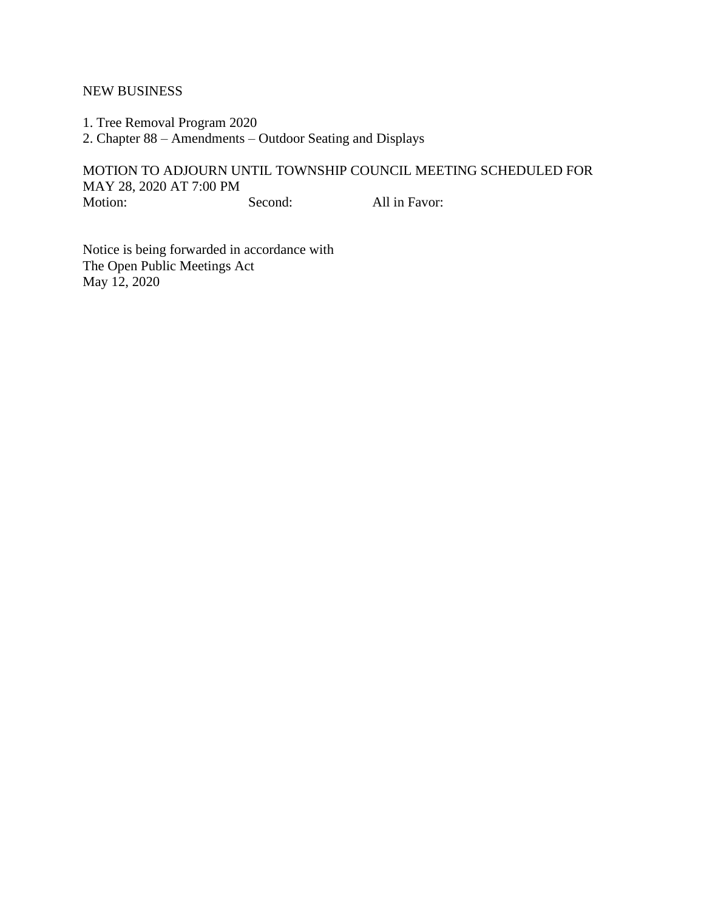NEW BUSINESS

1. Tree Removal Program 2020
2. Chapter 88 – Amendments – Outdoor Seating and Displays

MOTION TO ADJOURN UNTIL TOWNSHIP COUNCIL MEETING SCHEDULED FOR MAY 28, 2020 AT 7:00 PM

Motion: Second: All in Favor:

Notice is being forwarded in accordance with
The Open Public Meetings Act
May 12, 2020